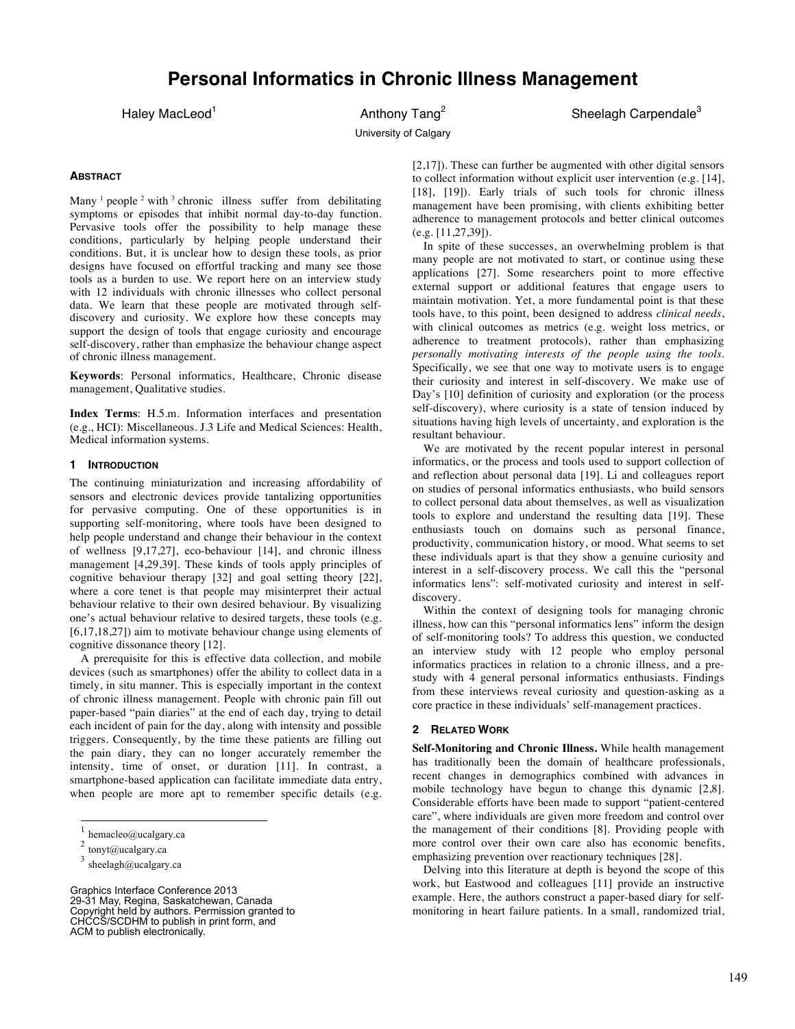# Personal Informatics in Chronic Illness Management

Haley MacLeod[1] Anthony Tang[2] Sheelagh Carpendale[3]

University of Calgary

### Abstract

Many [1] people [2] with [3] chronic illness suffer from debilitating symptoms or episodes that inhibit normal day-to-day function. Pervasive tools offer the possibility to help manage these conditions, particularly by helping people understand their conditions. But, it is unclear how to design these tools, as prior designs have focused on effortful tracking and many see those tools as a burden to use. We report here on an interview study with 12 individuals with chronic illnesses who collect personal data. We learn that these people are motivated through self-discovery and curiosity. We explore how these concepts may support the design of tools that engage curiosity and encourage self-discovery, rather than emphasize the behaviour change aspect of chronic illness management.

**Keywords**: Personal informatics, Healthcare, Chronic disease management, Qualitative studies.

**Index Terms**: H.5.m. Information interfaces and presentation (e.g., HCI): Miscellaneous. J.3 Life and Medical Sciences: Health, Medical information systems.

## 1 Introduction

The continuing miniaturization and increasing affordability of sensors and electronic devices provide tantalizing opportunities for pervasive computing. One of these opportunities is in supporting self-monitoring, where tools have been designed to help people understand and change their behaviour in the context of wellness [9,17,27], eco-behaviour [14], and chronic illness management [4,29,39]. These kinds of tools apply principles of cognitive behaviour therapy [32] and goal setting theory [22], where a core tenet is that people may misinterpret their actual behaviour relative to their own desired behaviour. By visualizing one's actual behaviour relative to desired targets, these tools (e.g. [6,17,18,27]) aim to motivate behaviour change using elements of cognitive dissonance theory [12].

A prerequisite for this is effective data collection, and mobile devices (such as smartphones) offer the ability to collect data in a timely, in situ manner. This is especially important in the context of chronic illness management. People with chronic pain fill out paper-based "pain diaries" at the end of each day, trying to detail each incident of pain for the day, along with intensity and possible triggers. Consequently, by the time these patients are filling out the pain diary, they can no longer accurately remember the intensity, time of onset, or duration [11]. In contrast, a smartphone-based application can facilitate immediate data entry, when people are more apt to remember specific details (e.g. [2,17]). These can further be augmented with other digital sensors to collect information without explicit user intervention (e.g. [14], [18], [19]). Early trials of such tools for chronic illness management have been promising, with clients exhibiting better adherence to management protocols and better clinical outcomes (e.g. [11,27,39]).

In spite of these successes, an overwhelming problem is that many people are not motivated to start, or continue using these applications [27]. Some researchers point to more effective external support or additional features that engage users to maintain motivation. Yet, a more fundamental point is that these tools have, to this point, been designed to address *clinical needs*, with clinical outcomes as metrics (e.g. weight loss metrics, or adherence to treatment protocols), rather than emphasizing *personally motivating interests of the people using the tools*. Specifically, we see that one way to motivate users is to engage their curiosity and interest in self-discovery. We make use of Day's [10] definition of curiosity and exploration (or the process self-discovery), where curiosity is a state of tension induced by situations having high levels of uncertainty, and exploration is the resultant behaviour.

We are motivated by the recent popular interest in personal informatics, or the process and tools used to support collection of and reflection about personal data [19]. Li and colleagues report on studies of personal informatics enthusiasts, who build sensors to collect personal data about themselves, as well as visualization tools to explore and understand the resulting data [19]. These enthusiasts touch on domains such as personal finance, productivity, communication history, or mood. What seems to set these individuals apart is that they show a genuine curiosity and interest in a self-discovery process. We call this the "personal informatics lens": self-motivated curiosity and interest in self-discovery.

Within the context of designing tools for managing chronic illness, how can this "personal informatics lens" inform the design of self-monitoring tools? To address this question, we conducted an interview study with 12 people who employ personal informatics practices in relation to a chronic illness, and a pre-study with 4 general personal informatics enthusiasts. Findings from these interviews reveal curiosity and question-asking as a core practice in these individuals' self-management practices.

## 2 Related Work

**Self-Monitoring and Chronic Illness.** While health management has traditionally been the domain of healthcare professionals, recent changes in demographics combined with advances in mobile technology have begun to change this dynamic [2,8]. Considerable efforts have been made to support "patient-centered care", where individuals are given more freedom and control over the management of their conditions [8]. Providing people with more control over their own care also has economic benefits, emphasizing prevention over reactionary techniques [28].

Delving into this literature at depth is beyond the scope of this work, but Eastwood and colleagues [11] provide an instructive example. Here, the authors construct a paper-based diary for self-monitoring in heart failure patients. In a small, randomized trial,

---

[1] hemacleo@ucalgary.ca

[2] tonyt@ucalgary.ca

[3] sheelagh@ucalgary.ca

Graphics Interface Conference 2013
29-31 May, Regina, Saskatchewan, Canada
Copyright held by authors. Permission granted to CHCCS/SCDHM to publish in print form, and ACM to publish electronically.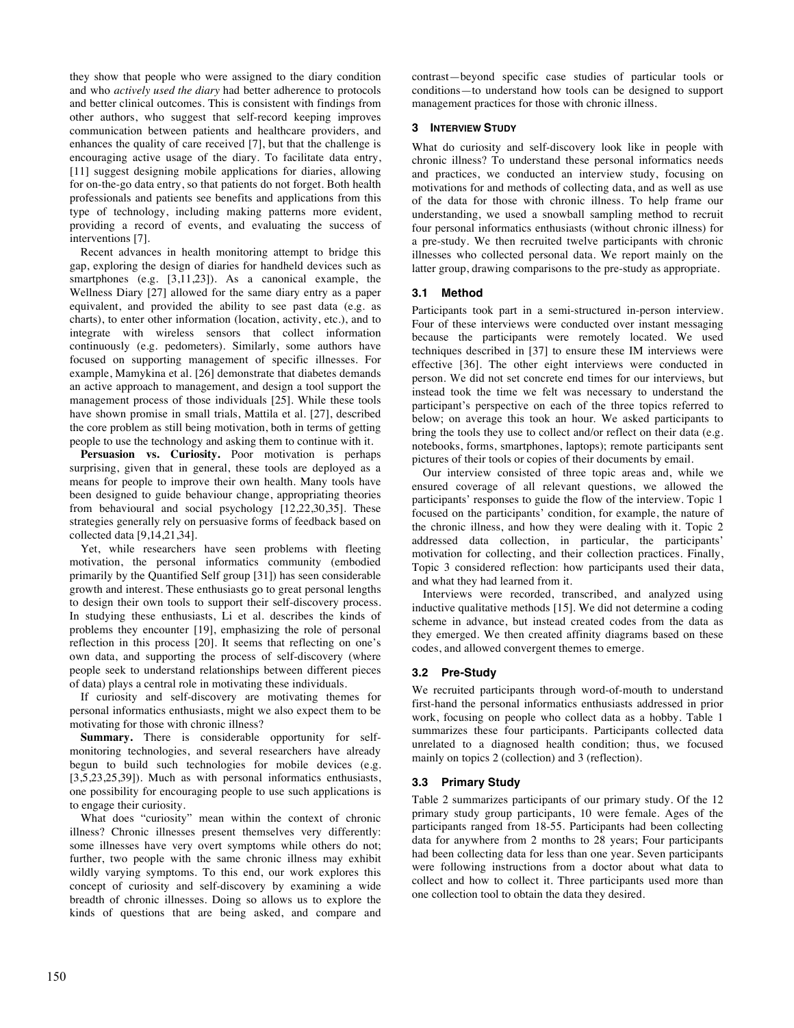they show that people who were assigned to the diary condition and who *actively used the diary* had better adherence to protocols and better clinical outcomes. This is consistent with findings from other authors, who suggest that self-record keeping improves communication between patients and healthcare providers, and enhances the quality of care received [7], but that the challenge is encouraging active usage of the diary. To facilitate data entry, [11] suggest designing mobile applications for diaries, allowing for on-the-go data entry, so that patients do not forget. Both health professionals and patients see benefits and applications from this type of technology, including making patterns more evident, providing a record of events, and evaluating the success of interventions [7].

Recent advances in health monitoring attempt to bridge this gap, exploring the design of diaries for handheld devices such as smartphones (e.g. [3,11,23]). As a canonical example, the Wellness Diary [27] allowed for the same diary entry as a paper equivalent, and provided the ability to see past data (e.g. as charts), to enter other information (location, activity, etc.), and to integrate with wireless sensors that collect information continuously (e.g. pedometers). Similarly, some authors have focused on supporting management of specific illnesses. For example, Mamykina et al. [26] demonstrate that diabetes demands an active approach to management, and design a tool support the management process of those individuals [25]. While these tools have shown promise in small trials, Mattila et al. [27], described the core problem as still being motivation, both in terms of getting people to use the technology and asking them to continue with it.

**Persuasion vs. Curiosity.** Poor motivation is perhaps surprising, given that in general, these tools are deployed as a means for people to improve their own health. Many tools have been designed to guide behaviour change, appropriating theories from behavioural and social psychology [12,22,30,35]. These strategies generally rely on persuasive forms of feedback based on collected data [9,14,21,34].

Yet, while researchers have seen problems with fleeting motivation, the personal informatics community (embodied primarily by the Quantified Self group [31]) has seen considerable growth and interest. These enthusiasts go to great personal lengths to design their own tools to support their self-discovery process. In studying these enthusiasts, Li et al. describes the kinds of problems they encounter [19], emphasizing the role of personal reflection in this process [20]. It seems that reflecting on one's own data, and supporting the process of self-discovery (where people seek to understand relationships between different pieces of data) plays a central role in motivating these individuals.

If curiosity and self-discovery are motivating themes for personal informatics enthusiasts, might we also expect them to be motivating for those with chronic illness?

**Summary.** There is considerable opportunity for self-monitoring technologies, and several researchers have already begun to build such technologies for mobile devices (e.g. [3,5,23,25,39]). Much as with personal informatics enthusiasts, one possibility for encouraging people to use such applications is to engage their curiosity.

What does "curiosity" mean within the context of chronic illness? Chronic illnesses present themselves very differently: some illnesses have very overt symptoms while others do not; further, two people with the same chronic illness may exhibit wildly varying symptoms. To this end, our work explores this concept of curiosity and self-discovery by examining a wide breadth of chronic illnesses. Doing so allows us to explore the kinds of questions that are being asked, and compare and contrast—beyond specific case studies of particular tools or conditions—to understand how tools can be designed to support management practices for those with chronic illness.

## 3 Interview Study

What do curiosity and self-discovery look like in people with chronic illness? To understand these personal informatics needs and practices, we conducted an interview study, focusing on motivations for and methods of collecting data, and as well as use of the data for those with chronic illness. To help frame our understanding, we used a snowball sampling method to recruit four personal informatics enthusiasts (without chronic illness) for a pre-study. We then recruited twelve participants with chronic illnesses who collected personal data. We report mainly on the latter group, drawing comparisons to the pre-study as appropriate.

### 3.1 Method

Participants took part in a semi-structured in-person interview. Four of these interviews were conducted over instant messaging because the participants were remotely located. We used techniques described in [37] to ensure these IM interviews were effective [36]. The other eight interviews were conducted in person. We did not set concrete end times for our interviews, but instead took the time we felt was necessary to understand the participant's perspective on each of the three topics referred to below; on average this took an hour. We asked participants to bring the tools they use to collect and/or reflect on their data (e.g. notebooks, forms, smartphones, laptops); remote participants sent pictures of their tools or copies of their documents by email.

Our interview consisted of three topic areas and, while we ensured coverage of all relevant questions, we allowed the participants' responses to guide the flow of the interview. Topic 1 focused on the participants' condition, for example, the nature of the chronic illness, and how they were dealing with it. Topic 2 addressed data collection, in particular, the participants' motivation for collecting, and their collection practices. Finally, Topic 3 considered reflection: how participants used their data, and what they had learned from it.

Interviews were recorded, transcribed, and analyzed using inductive qualitative methods [15]. We did not determine a coding scheme in advance, but instead created codes from the data as they emerged. We then created affinity diagrams based on these codes, and allowed convergent themes to emerge.

### 3.2 Pre-Study

We recruited participants through word-of-mouth to understand first-hand the personal informatics enthusiasts addressed in prior work, focusing on people who collect data as a hobby. Table 1 summarizes these four participants. Participants collected data unrelated to a diagnosed health condition; thus, we focused mainly on topics 2 (collection) and 3 (reflection).

### 3.3 Primary Study

Table 2 summarizes participants of our primary study. Of the 12 primary study group participants, 10 were female. Ages of the participants ranged from 18-55. Participants had been collecting data for anywhere from 2 months to 28 years; Four participants had been collecting data for less than one year. Seven participants were following instructions from a doctor about what data to collect and how to collect it. Three participants used more than one collection tool to obtain the data they desired.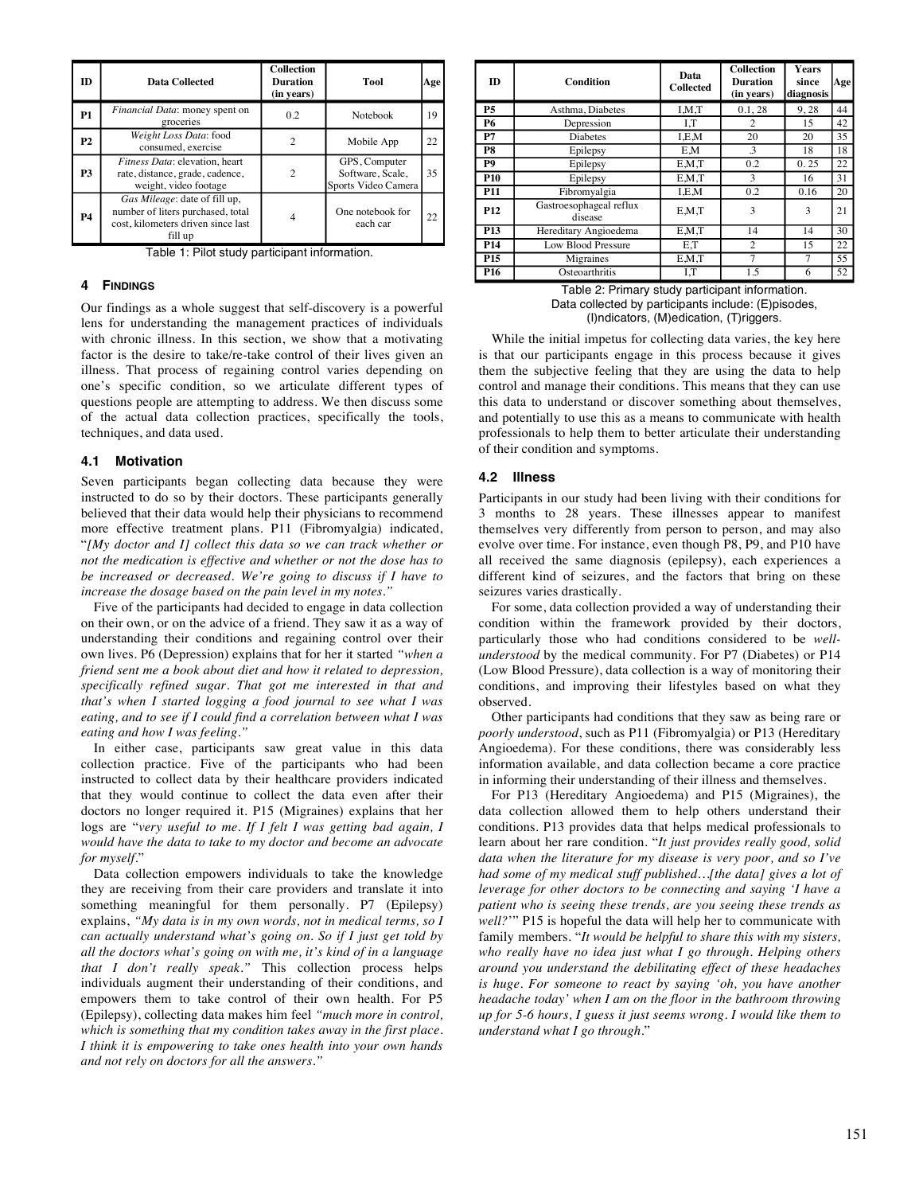| ID | Data Collected | Collection Duration (in years) | Tool | Age |
|---|---|---|---|---|
| **P1** | *Financial Data*: money spent on groceries | 0.2 | Notebook | 19 |
| **P2** | *Weight Loss Data*: food consumed, exercise | 2 | Mobile App | 22 |
| **P3** | *Fitness Data*: elevation, heart rate, distance, grade, cadence, weight, video footage | 2 | GPS, Computer Software, Scale, Sports Video Camera | 35 |
| **P4** | *Gas Mileage*: date of fill up, number of liters purchased, total cost, kilometers driven since last fill up | 4 | One notebook for each car | 22 |

Table 1: Pilot study participant information.

| ID | Condition | Data Collected | Collection Duration (in years) | Years since diagnosis | Age |
|---|---|---|---|---|---|
| **P5** | Asthma, Diabetes | I,M,T | 0.1, 28 | 9, 28 | 44 |
| **P6** | Depression | I,T | 2 | 15 | 42 |
| **P7** | Diabetes | I,E,M | 20 | 20 | 35 |
| **P8** | Epilepsy | E,M | .3 | 18 | 18 |
| **P9** | Epilepsy | E,M,T | 0.2 | 0. 25 | 22 |
| **P10** | Epilepsy | E,M,T | 3 | 16 | 31 |
| **P11** | Fibromyalgia | I,E,M | 0.2 | 0.16 | 20 |
| **P12** | Gastroesophageal reflux disease | E,M,T | 3 | 3 | 21 |
| **P13** | Hereditary Angioedema | E,M,T | 14 | 14 | 30 |
| **P14** | Low Blood Pressure | E,T | 2 | 15 | 22 |
| **P15** | Migraines | E,M,T | 7 | 7 | 55 |
| **P16** | Osteoarthritis | I,T | 1.5 | 6 | 52 |

Table 2: Primary study participant information. Data collected by participants include: (E)pisodes, (I)ndicators, (M)edication, (T)riggers.

## 4 FINDINGS

Our findings as a whole suggest that self-discovery is a powerful lens for understanding the management practices of individuals with chronic illness. In this section, we show that a motivating factor is the desire to take/re-take control of their lives given an illness. That process of regaining control varies depending on one's specific condition, so we articulate different types of questions people are attempting to address. We then discuss some of the actual data collection practices, specifically the tools, techniques, and data used.

### 4.1 Motivation

Seven participants began collecting data because they were instructed to do so by their doctors. These participants generally believed that their data would help their physicians to recommend more effective treatment plans. P11 (Fibromyalgia) indicated, "*[My doctor and I] collect this data so we can track whether or not the medication is effective and whether or not the dose has to be increased or decreased. We're going to discuss if I have to increase the dosage based on the pain level in my notes.*"

Five of the participants had decided to engage in data collection on their own, or on the advice of a friend. They saw it as a way of understanding their conditions and regaining control over their own lives. P6 (Depression) explains that for her it started *"when a friend sent me a book about diet and how it related to depression, specifically refined sugar. That got me interested in that and that's when I started logging a food journal to see what I was eating, and to see if I could find a correlation between what I was eating and how I was feeling."*

In either case, participants saw great value in this data collection practice. Five of the participants who had been instructed to collect data by their healthcare providers indicated that they would continue to collect the data even after their doctors no longer required it. P15 (Migraines) explains that her logs are "*very useful to me. If I felt I was getting bad again, I would have the data to take to my doctor and become an advocate for myself*."

Data collection empowers individuals to take the knowledge they are receiving from their care providers and translate it into something meaningful for them personally. P7 (Epilepsy) explains, *"My data is in my own words, not in medical terms, so I can actually understand what's going on. So if I just get told by all the doctors what's going on with me, it's kind of in a language that I don't really speak."* This collection process helps individuals augment their understanding of their conditions, and empowers them to take control of their own health. For P5 (Epilepsy), collecting data makes him feel *"much more in control, which is something that my condition takes away in the first place. I think it is empowering to take ones health into your own hands and not rely on doctors for all the answers."*

While the initial impetus for collecting data varies, the key here is that our participants engage in this process because it gives them the subjective feeling that they are using the data to help control and manage their conditions. This means that they can use this data to understand or discover something about themselves, and potentially to use this as a means to communicate with health professionals to help them to better articulate their understanding of their condition and symptoms.

### 4.2 Illness

Participants in our study had been living with their conditions for 3 months to 28 years. These illnesses appear to manifest themselves very differently from person to person, and may also evolve over time. For instance, even though P8, P9, and P10 have all received the same diagnosis (epilepsy), each experiences a different kind of seizures, and the factors that bring on these seizures varies drastically.

For some, data collection provided a way of understanding their condition within the framework provided by their doctors, particularly those who had conditions considered to be *well-understood* by the medical community. For P7 (Diabetes) or P14 (Low Blood Pressure), data collection is a way of monitoring their conditions, and improving their lifestyles based on what they observed.

Other participants had conditions that they saw as being rare or *poorly understood*, such as P11 (Fibromyalgia) or P13 (Hereditary Angioedema). For these conditions, there was considerably less information available, and data collection became a core practice in informing their understanding of their illness and themselves.

For P13 (Hereditary Angioedema) and P15 (Migraines), the data collection allowed them to help others understand their conditions. P13 provides data that helps medical professionals to learn about her rare condition. "*It just provides really good, solid data when the literature for my disease is very poor, and so I've had some of my medical stuff published…[the data] gives a lot of leverage for other doctors to be connecting and saying 'I have a patient who is seeing these trends, are you seeing these trends as well?'*" P15 is hopeful the data will help her to communicate with family members. "*It would be helpful to share this with my sisters, who really have no idea just what I go through. Helping others around you understand the debilitating effect of these headaches is huge. For someone to react by saying 'oh, you have another headache today' when I am on the floor in the bathroom throwing up for 5-6 hours, I guess it just seems wrong. I would like them to understand what I go through*."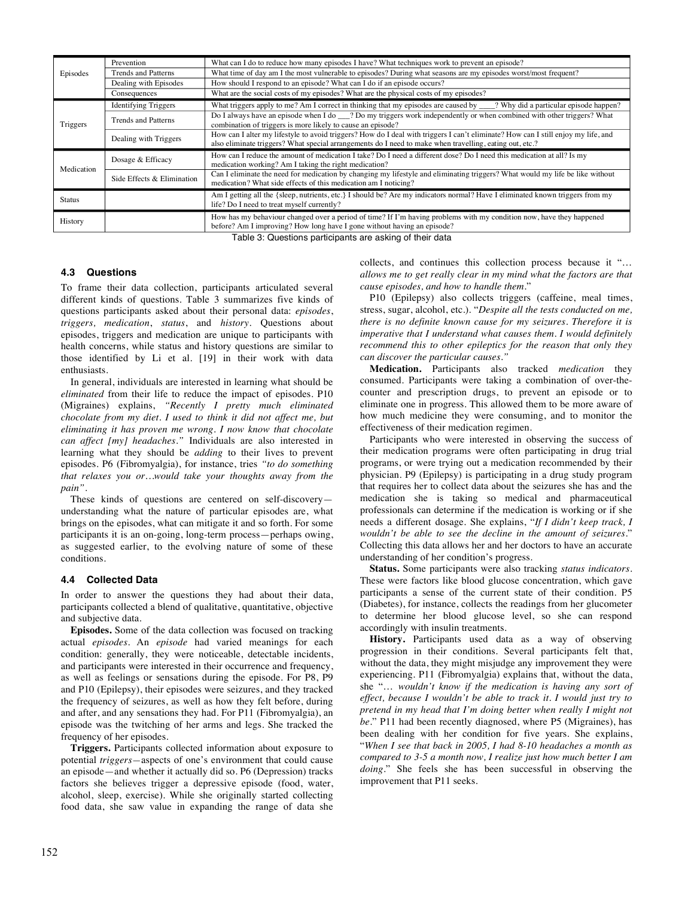| | | |
|---|---|---|
| Episodes | Prevention | What can I do to reduce how many episodes I have? What techniques work to prevent an episode? |
| | Trends and Patterns | What time of day am I the most vulnerable to episodes? During what seasons are my episodes worst/most frequent? |
| | Dealing with Episodes | How should I respond to an episode? What can I do if an episode occurs? |
| | Consequences | What are the social costs of my episodes? What are the physical costs of my episodes? |
| Triggers | Identifying Triggers | What triggers apply to me? Am I correct in thinking that my episodes are caused by ____? Why did a particular episode happen? |
| | Trends and Patterns | Do I always have an episode when I do ___? Do my triggers work independently or when combined with other triggers? What combination of triggers is more likely to cause an episode? |
| | Dealing with Triggers | How can I alter my lifestyle to avoid triggers? How do I deal with triggers I can't eliminate? How can I still enjoy my life, and also eliminate triggers? What special arrangements do I need to make when travelling, eating out, etc.? |
| Medication | Dosage & Efficacy | How can I reduce the amount of medication I take? Do I need a different dose? Do I need this medication at all? Is my medication working? Am I taking the right medication? |
| | Side Effects & Elimination | Can I eliminate the need for medication by changing my lifestyle and eliminating triggers? What would my life be like without medication? What side effects of this medication am I noticing? |
| Status | | Am I getting all the {sleep, nutrients, etc.} I should be? Are my indicators normal? Have I eliminated known triggers from my life? Do I need to treat myself currently? |
| History | | How has my behaviour changed over a period of time? If I'm having problems with my condition now, have they happened before? Am I improving? How long have I gone without having an episode? |

Table 3: Questions participants are asking of their data

### 4.3 Questions

To frame their data collection, participants articulated several different kinds of questions. Table 3 summarizes five kinds of questions participants asked about their personal data: *episodes*, *triggers*, *medication*, *status*, and *history*. Questions about episodes, triggers and medication are unique to participants with health concerns, while status and history questions are similar to those identified by Li et al. [19] in their work with data enthusiasts.

In general, individuals are interested in learning what should be *eliminated* from their life to reduce the impact of episodes. P10 (Migraines) explains, *"Recently I pretty much eliminated chocolate from my diet. I used to think it did not affect me, but eliminating it has proven me wrong. I now know that chocolate can affect [my] headaches."* Individuals are also interested in learning what they should be *adding* to their lives to prevent episodes. P6 (Fibromyalgia), for instance, tries *"to do something that relaxes you or…would take your thoughts away from the pain"*.

These kinds of questions are centered on self-discovery—understanding what the nature of particular episodes are, what brings on the episodes, what can mitigate it and so forth. For some participants it is an on-going, long-term process—perhaps owing, as suggested earlier, to the evolving nature of some of these conditions.

### 4.4 Collected Data

In order to answer the questions they had about their data, participants collected a blend of qualitative, quantitative, objective and subjective data.

**Episodes.** Some of the data collection was focused on tracking actual *episodes*. An *episode* had varied meanings for each condition: generally, they were noticeable, detectable incidents, and participants were interested in their occurrence and frequency, as well as feelings or sensations during the episode. For P8, P9 and P10 (Epilepsy), their episodes were seizures, and they tracked the frequency of seizures, as well as how they felt before, during and after, and any sensations they had. For P11 (Fibromyalgia), an episode was the twitching of her arms and legs. She tracked the frequency of her episodes.

**Triggers.** Participants collected information about exposure to potential *triggers*—aspects of one's environment that could cause an episode—and whether it actually did so. P6 (Depression) tracks factors she believes trigger a depressive episode (food, water, alcohol, sleep, exercise). While she originally started collecting food data, she saw value in expanding the range of data she collects, and continues this collection process because it "*… allows me to get really clear in my mind what the factors are that cause episodes, and how to handle them*."

P10 (Epilepsy) also collects triggers (caffeine, meal times, stress, sugar, alcohol, etc.). "*Despite all the tests conducted on me, there is no definite known cause for my seizures. Therefore it is imperative that I understand what causes them. I would definitely recommend this to other epileptics for the reason that only they can discover the particular causes."*

**Medication.** Participants also tracked *medication* they consumed. Participants were taking a combination of over-the-counter and prescription drugs, to prevent an episode or to eliminate one in progress. This allowed them to be more aware of how much medicine they were consuming, and to monitor the effectiveness of their medication regimen.

Participants who were interested in observing the success of their medication programs were often participating in drug trial programs, or were trying out a medication recommended by their physician. P9 (Epilepsy) is participating in a drug study program that requires her to collect data about the seizures she has and the medication she is taking so medical and pharmaceutical professionals can determine if the medication is working or if she needs a different dosage. She explains, "*If I didn't keep track, I wouldn't be able to see the decline in the amount of seizures*." Collecting this data allows her and her doctors to have an accurate understanding of her condition's progress.

**Status.** Some participants were also tracking *status indicators*. These were factors like blood glucose concentration, which gave participants a sense of the current state of their condition. P5 (Diabetes), for instance, collects the readings from her glucometer to determine her blood glucose level, so she can respond accordingly with insulin treatments.

**History.** Participants used data as a way of observing progression in their conditions. Several participants felt that, without the data, they might misjudge any improvement they were experiencing. P11 (Fibromyalgia) explains that, without the data, she "*… wouldn't know if the medication is having any sort of effect, because I wouldn't be able to track it. I would just try to pretend in my head that I'm doing better when really I might not be*." P11 had been recently diagnosed, where P5 (Migraines), has been dealing with her condition for five years. She explains, "*When I see that back in 2005, I had 8-10 headaches a month as compared to 3-5 a month now, I realize just how much better I am doing*." She feels she has been successful in observing the improvement that P11 seeks.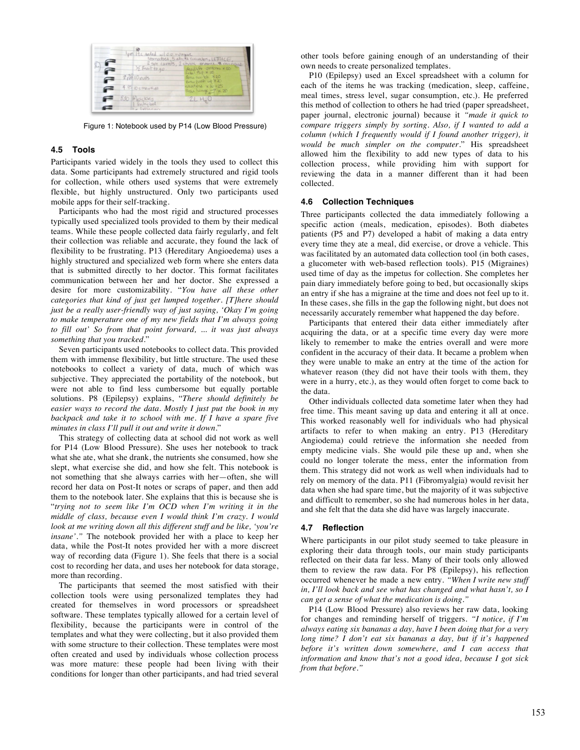Figure 1: Notebook used by P14 (Low Blood Pressure)

### 4.5 Tools

Participants varied widely in the tools they used to collect this data. Some participants had extremely structured and rigid tools for collection, while others used systems that were extremely flexible, but highly unstructured. Only two participants used mobile apps for their self-tracking.

Participants who had the most rigid and structured processes typically used specialized tools provided to them by their medical teams. While these people collected data fairly regularly, and felt their collection was reliable and accurate, they found the lack of flexibility to be frustrating. P13 (Hereditary Angioedema) uses a highly structured and specialized web form where she enters data that is submitted directly to her doctor. This format facilitates communication between her and her doctor. She expressed a desire for more customizability. "*You have all these other categories that kind of just get lumped together. [T]here should just be a really user-friendly way of just saying, 'Okay I'm going to make temperature one of my new fields that I'm always going to fill out' So from that point forward, ... it was just always something that you tracked*."

Seven participants used notebooks to collect data. This provided them with immense flexibility, but little structure. The used these notebooks to collect a variety of data, much of which was subjective. They appreciated the portability of the notebook, but were not able to find less cumbersome but equally portable solutions. P8 (Epilepsy) explains, "*There should definitely be easier ways to record the data. Mostly I just put the book in my backpack and take it to school with me. If I have a spare five minutes in class I'll pull it out and write it down*."

This strategy of collecting data at school did not work as well for P14 (Low Blood Pressure). She uses her notebook to track what she ate, what she drank, the nutrients she consumed, how she slept, what exercise she did, and how she felt. This notebook is not something that she always carries with her—often, she will record her data on Post-It notes or scraps of paper, and then add them to the notebook later. She explains that this is because she is "*trying not to seem like I'm OCD when I'm writing it in the middle of class, because even I would think I'm crazy. I would look at me writing down all this different stuff and be like, 'you're insane'.*" The notebook provided her with a place to keep her data, while the Post-It notes provided her with a more discreet way of recording data (Figure 1). She feels that there is a social cost to recording her data, and uses her notebook for data storage, more than recording.

The participants that seemed the most satisfied with their collection tools were using personalized templates they had created for themselves in word processors or spreadsheet software. These templates typically allowed for a certain level of flexibility, because the participants were in control of the templates and what they were collecting, but it also provided them with some structure to their collection. These templates were most often created and used by individuals whose collection process was more mature: these people had been living with their conditions for longer than other participants, and had tried several other tools before gaining enough of an understanding of their own needs to create personalized templates.

P10 (Epilepsy) used an Excel spreadsheet with a column for each of the items he was tracking (medication, sleep, caffeine, meal times, stress level, sugar consumption, etc.). He preferred this method of collection to others he had tried (paper spreadsheet, paper journal, electronic journal) because it *"made it quick to compare triggers simply by sorting. Also, if I wanted to add a column (which I frequently would if I found another trigger), it would be much simpler on the computer*." His spreadsheet allowed him the flexibility to add new types of data to his collection process, while providing him with support for reviewing the data in a manner different than it had been collected.

### 4.6 Collection Techniques

Three participants collected the data immediately following a specific action (meals, medication, episodes). Both diabetes patients (P5 and P7) developed a habit of making a data entry every time they ate a meal, did exercise, or drove a vehicle. This was facilitated by an automated data collection tool (in both cases, a glucometer with web-based reflection tools). P15 (Migraines) used time of day as the impetus for collection. She completes her pain diary immediately before going to bed, but occasionally skips an entry if she has a migraine at the time and does not feel up to it. In these cases, she fills in the gap the following night, but does not necessarily accurately remember what happened the day before.

Participants that entered their data either immediately after acquiring the data, or at a specific time every day were more likely to remember to make the entries overall and were more confident in the accuracy of their data. It became a problem when they were unable to make an entry at the time of the action for whatever reason (they did not have their tools with them, they were in a hurry, etc.), as they would often forget to come back to the data.

Other individuals collected data sometime later when they had free time. This meant saving up data and entering it all at once. This worked reasonably well for individuals who had physical artifacts to refer to when making an entry. P13 (Hereditary Angiodema) could retrieve the information she needed from empty medicine vials. She would pile these up and, when she could no longer tolerate the mess, enter the information from them. This strategy did not work as well when individuals had to rely on memory of the data. P11 (Fibromyalgia) would revisit her data when she had spare time, but the majority of it was subjective and difficult to remember, so she had numerous holes in her data, and she felt that the data she did have was largely inaccurate.

### 4.7 Reflection

Where participants in our pilot study seemed to take pleasure in exploring their data through tools, our main study participants reflected on their data far less. Many of their tools only allowed them to review the raw data. For P8 (Epilepsy), his reflection occurred whenever he made a new entry. *"When I write new stuff in, I'll look back and see what has changed and what hasn't, so I can get a sense of what the medication is doing."*

P14 (Low Blood Pressure) also reviews her raw data, looking for changes and reminding herself of triggers. *"I notice, if I'm always eating six bananas a day, have I been doing that for a very long time? I don't eat six bananas a day, but if it's happened before it's written down somewhere, and I can access that information and know that's not a good idea, because I got sick from that before."*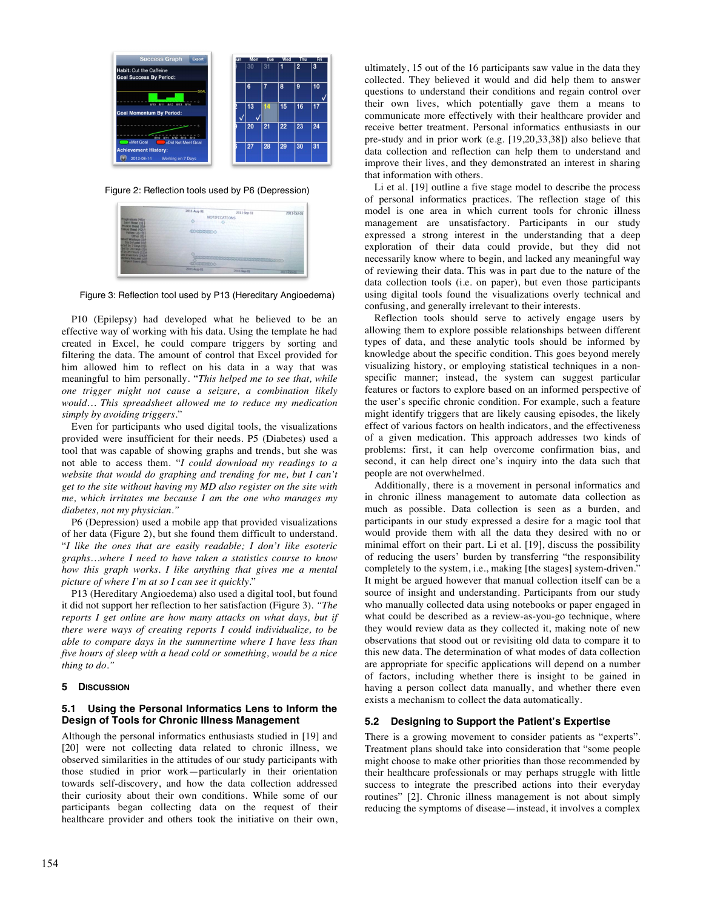Figure 2: Reflection tools used by P6 (Depression)

Figure 3: Reflection tool used by P13 (Hereditary Angioedema)

P10 (Epilepsy) had developed what he believed to be an effective way of working with his data. Using the template he had created in Excel, he could compare triggers by sorting and filtering the data. The amount of control that Excel provided for him allowed him to reflect on his data in a way that was meaningful to him personally. "*This helped me to see that, while one trigger might not cause a seizure, a combination likely would… This spreadsheet allowed me to reduce my medication simply by avoiding triggers*."

Even for participants who used digital tools, the visualizations provided were insufficient for their needs. P5 (Diabetes) used a tool that was capable of showing graphs and trends, but she was not able to access them. "*I could download my readings to a website that would do graphing and trending for me, but I can't get to the site without having my MD also register on the site with me, which irritates me because I am the one who manages my diabetes, not my physician*."

P6 (Depression) used a mobile app that provided visualizations of her data (Figure 2), but she found them difficult to understand. "*I like the ones that are easily readable; I don't like esoteric graphs…where I need to have taken a statistics course to know how this graph works. I like anything that gives me a mental picture of where I'm at so I can see it quickly*."

P13 (Hereditary Angioedema) also used a digital tool, but found it did not support her reflection to her satisfaction (Figure 3). *"The reports I get online are how many attacks on what days, but if there were ways of creating reports I could individualize, to be able to compare days in the summertime where I have less than five hours of sleep with a head cold or something, would be a nice thing to do."*

## 5 DISCUSSION

### 5.1 Using the Personal Informatics Lens to Inform the Design of Tools for Chronic Illness Management

Although the personal informatics enthusiasts studied in [19] and [20] were not collecting data related to chronic illness, we observed similarities in the attitudes of our study participants with those studied in prior work—particularly in their orientation towards self-discovery, and how the data collection addressed their curiosity about their own conditions. While some of our participants began collecting data on the request of their healthcare provider and others took the initiative on their own, ultimately, 15 out of the 16 participants saw value in the data they collected. They believed it would and did help them to answer questions to understand their conditions and regain control over their own lives, which potentially gave them a means to communicate more effectively with their healthcare provider and receive better treatment. Personal informatics enthusiasts in our pre-study and in prior work (e.g. [19,20,33,38]) also believe that data collection and reflection can help them to understand and improve their lives, and they demonstrated an interest in sharing that information with others.

Li et al. [19] outline a five stage model to describe the process of personal informatics practices. The reflection stage of this model is one area in which current tools for chronic illness management are unsatisfactory. Participants in our study expressed a strong interest in the understanding that a deep exploration of their data could provide, but they did not necessarily know where to begin, and lacked any meaningful way of reviewing their data. This was in part due to the nature of the data collection tools (i.e. on paper), but even those participants using digital tools found the visualizations overly technical and confusing, and generally irrelevant to their interests.

Reflection tools should serve to actively engage users by allowing them to explore possible relationships between different types of data, and these analytic tools should be informed by knowledge about the specific condition. This goes beyond merely visualizing history, or employing statistical techniques in a non-specific manner; instead, the system can suggest particular features or factors to explore based on an informed perspective of the user's specific chronic condition. For example, such a feature might identify triggers that are likely causing episodes, the likely effect of various factors on health indicators, and the effectiveness of a given medication. This approach addresses two kinds of problems: first, it can help overcome confirmation bias, and second, it can help direct one's inquiry into the data such that people are not overwhelmed.

Additionally, there is a movement in personal informatics and in chronic illness management to automate data collection as much as possible. Data collection is seen as a burden, and participants in our study expressed a desire for a magic tool that would provide them with all the data they desired with no or minimal effort on their part. Li et al. [19], discuss the possibility of reducing the users' burden by transferring "the responsibility completely to the system, i.e., making [the stages] system-driven." It might be argued however that manual collection itself can be a source of insight and understanding. Participants from our study who manually collected data using notebooks or paper engaged in what could be described as a review-as-you-go technique, where they would review data as they collected it, making note of new observations that stood out or revisiting old data to compare it to this new data. The determination of what modes of data collection are appropriate for specific applications will depend on a number of factors, including whether there is insight to be gained in having a person collect data manually, and whether there even exists a mechanism to collect the data automatically.

### 5.2 Designing to Support the Patient's Expertise

There is a growing movement to consider patients as "experts". Treatment plans should take into consideration that "some people might choose to make other priorities than those recommended by their healthcare professionals or may perhaps struggle with little success to integrate the prescribed actions into their everyday routines" [2]. Chronic illness management is not about simply reducing the symptoms of disease—instead, it involves a complex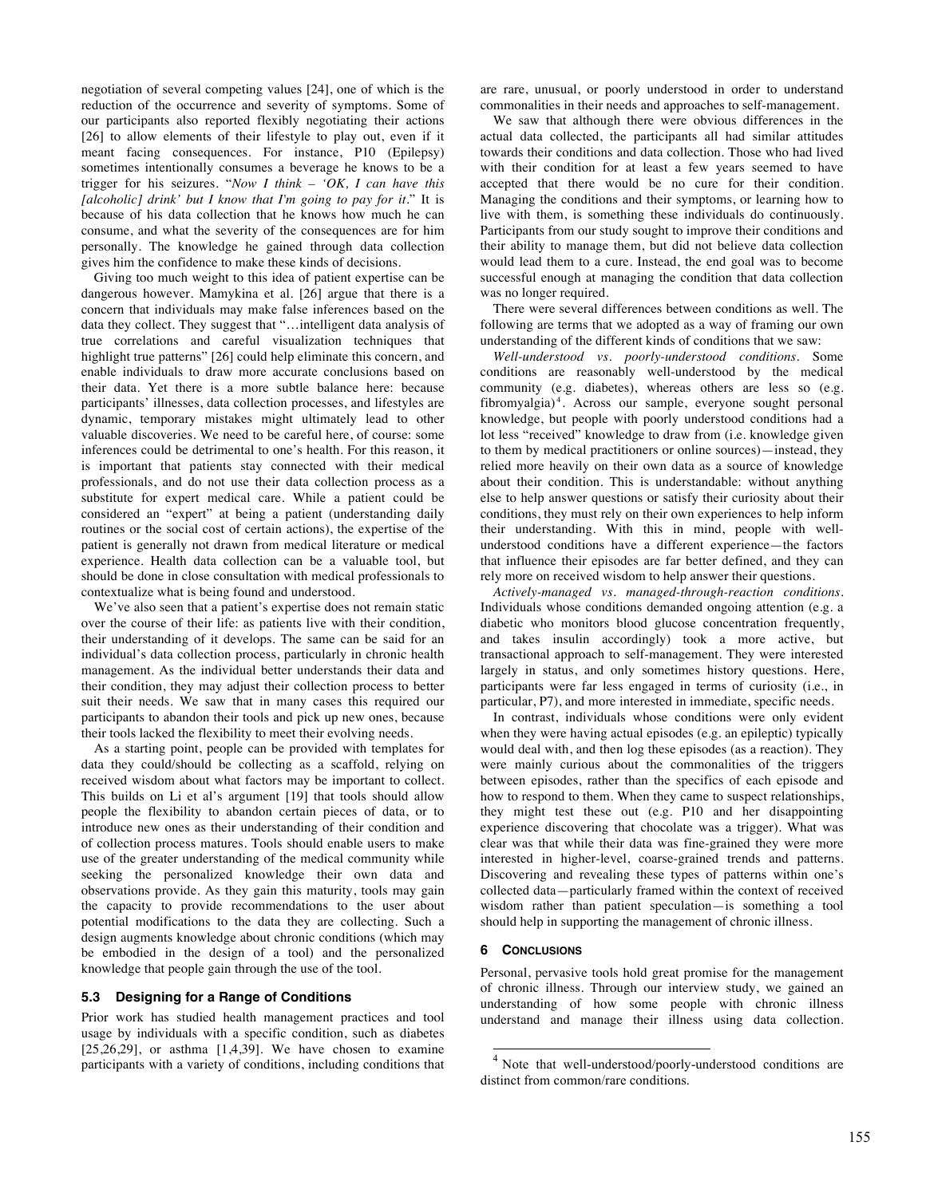negotiation of several competing values [24], one of which is the reduction of the occurrence and severity of symptoms. Some of our participants also reported flexibly negotiating their actions [26] to allow elements of their lifestyle to play out, even if it meant facing consequences. For instance, P10 (Epilepsy) sometimes intentionally consumes a beverage he knows to be a trigger for his seizures. "*Now I think – 'OK, I can have this [alcoholic] drink' but I know that I'm going to pay for it*." It is because of his data collection that he knows how much he can consume, and what the severity of the consequences are for him personally. The knowledge he gained through data collection gives him the confidence to make these kinds of decisions.

Giving too much weight to this idea of patient expertise can be dangerous however. Mamykina et al. [26] argue that there is a concern that individuals may make false inferences based on the data they collect. They suggest that "…intelligent data analysis of true correlations and careful visualization techniques that highlight true patterns" [26] could help eliminate this concern, and enable individuals to draw more accurate conclusions based on their data. Yet there is a more subtle balance here: because participants' illnesses, data collection processes, and lifestyles are dynamic, temporary mistakes might ultimately lead to other valuable discoveries. We need to be careful here, of course: some inferences could be detrimental to one's health. For this reason, it is important that patients stay connected with their medical professionals, and do not use their data collection process as a substitute for expert medical care. While a patient could be considered an "expert" at being a patient (understanding daily routines or the social cost of certain actions), the expertise of the patient is generally not drawn from medical literature or medical experience. Health data collection can be a valuable tool, but should be done in close consultation with medical professionals to contextualize what is being found and understood.

We've also seen that a patient's expertise does not remain static over the course of their life: as patients live with their condition, their understanding of it develops. The same can be said for an individual's data collection process, particularly in chronic health management. As the individual better understands their data and their condition, they may adjust their collection process to better suit their needs. We saw that in many cases this required our participants to abandon their tools and pick up new ones, because their tools lacked the flexibility to meet their evolving needs.

As a starting point, people can be provided with templates for data they could/should be collecting as a scaffold, relying on received wisdom about what factors may be important to collect. This builds on Li et al's argument [19] that tools should allow people the flexibility to abandon certain pieces of data, or to introduce new ones as their understanding of their condition and of collection process matures. Tools should enable users to make use of the greater understanding of the medical community while seeking the personalized knowledge their own data and observations provide. As they gain this maturity, tools may gain the capacity to provide recommendations to the user about potential modifications to the data they are collecting. Such a design augments knowledge about chronic conditions (which may be embodied in the design of a tool) and the personalized knowledge that people gain through the use of the tool.

### 5.3 Designing for a Range of Conditions

Prior work has studied health management practices and tool usage by individuals with a specific condition, such as diabetes [25,26,29], or asthma [1,4,39]. We have chosen to examine participants with a variety of conditions, including conditions that are rare, unusual, or poorly understood in order to understand commonalities in their needs and approaches to self-management.

We saw that although there were obvious differences in the actual data collected, the participants all had similar attitudes towards their conditions and data collection. Those who had lived with their condition for at least a few years seemed to have accepted that there would be no cure for their condition. Managing the conditions and their symptoms, or learning how to live with them, is something these individuals do continuously. Participants from our study sought to improve their conditions and their ability to manage them, but did not believe data collection would lead them to a cure. Instead, the end goal was to become successful enough at managing the condition that data collection was no longer required.

There were several differences between conditions as well. The following are terms that we adopted as a way of framing our own understanding of the different kinds of conditions that we saw:

*Well-understood vs. poorly-understood conditions.* Some conditions are reasonably well-understood by the medical community (e.g. diabetes), whereas others are less so (e.g. fibromyalgia)[4]. Across our sample, everyone sought personal knowledge, but people with poorly understood conditions had a lot less "received" knowledge to draw from (i.e. knowledge given to them by medical practitioners or online sources)—instead, they relied more heavily on their own data as a source of knowledge about their condition. This is understandable: without anything else to help answer questions or satisfy their curiosity about their conditions, they must rely on their own experiences to help inform their understanding. With this in mind, people with well-understood conditions have a different experience—the factors that influence their episodes are far better defined, and they can rely more on received wisdom to help answer their questions.

*Actively-managed vs. managed-through-reaction conditions.* Individuals whose conditions demanded ongoing attention (e.g. a diabetic who monitors blood glucose concentration frequently, and takes insulin accordingly) took a more active, but transactional approach to self-management. They were interested largely in status, and only sometimes history questions. Here, participants were far less engaged in terms of curiosity (i.e., in particular, P7), and more interested in immediate, specific needs.

In contrast, individuals whose conditions were only evident when they were having actual episodes (e.g. an epileptic) typically would deal with, and then log these episodes (as a reaction). They were mainly curious about the commonalities of the triggers between episodes, rather than the specifics of each episode and how to respond to them. When they came to suspect relationships, they might test these out (e.g. P10 and her disappointing experience discovering that chocolate was a trigger). What was clear was that while their data was fine-grained they were more interested in higher-level, coarse-grained trends and patterns. Discovering and revealing these types of patterns within one's collected data—particularly framed within the context of received wisdom rather than patient speculation—is something a tool should help in supporting the management of chronic illness.

## 6 CONCLUSIONS

Personal, pervasive tools hold great promise for the management of chronic illness. Through our interview study, we gained an understanding of how some people with chronic illness understand and manage their illness using data collection.

[4] Note that well-understood/poorly-understood conditions are distinct from common/rare conditions.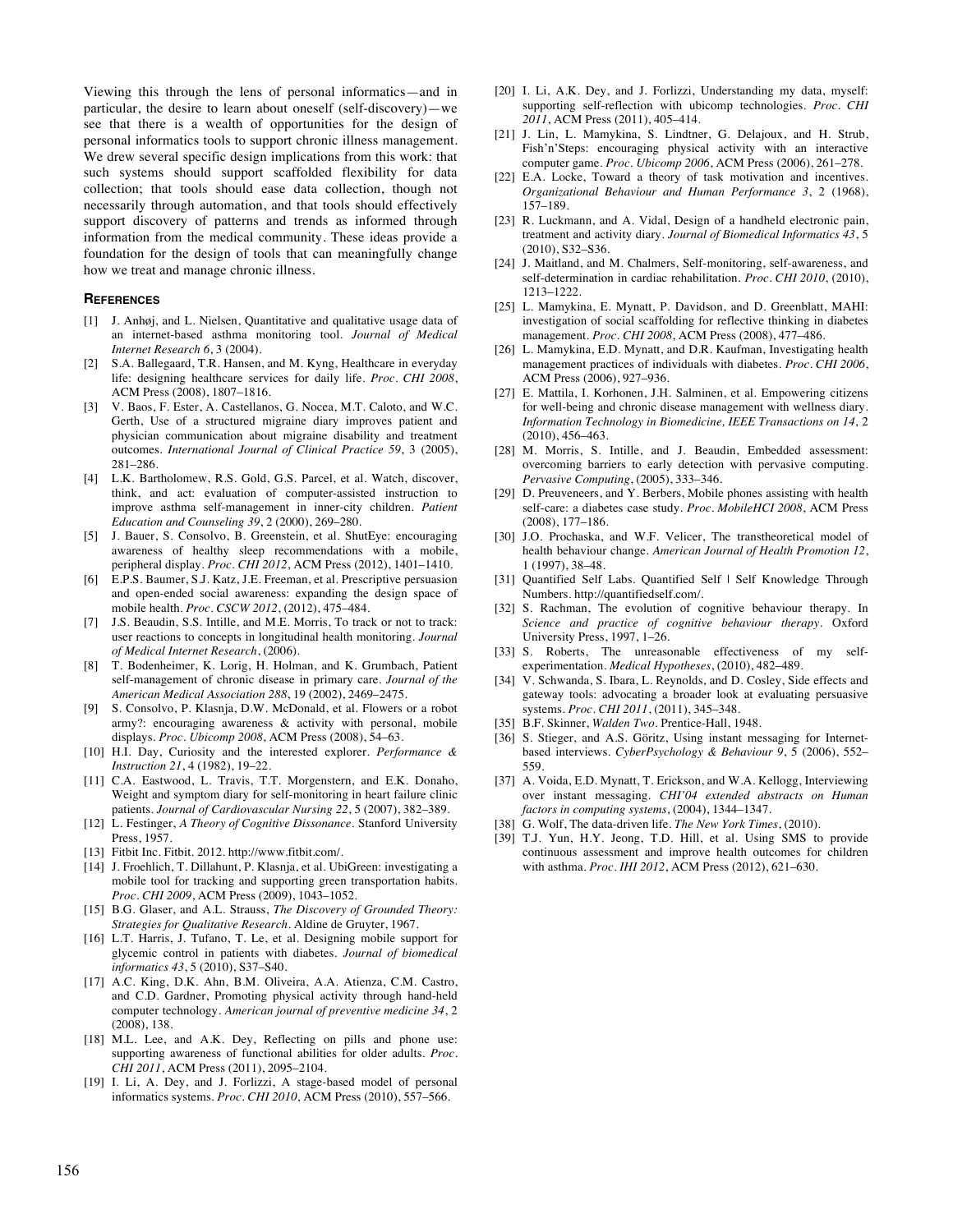Viewing this through the lens of personal informatics—and in particular, the desire to learn about oneself (self-discovery)—we see that there is a wealth of opportunities for the design of personal informatics tools to support chronic illness management. We drew several specific design implications from this work: that such systems should support scaffolded flexibility for data collection; that tools should ease data collection, though not necessarily through automation, and that tools should effectively support discovery of patterns and trends as informed through information from the medical community. These ideas provide a foundation for the design of tools that can meaningfully change how we treat and manage chronic illness.

## REFERENCES

1. J. Anhøj, and L. Nielsen, Quantitative and qualitative usage data of an internet-based asthma monitoring tool. *Journal of Medical Internet Research 6*, 3 (2004).
2. S.A. Ballegaard, T.R. Hansen, and M. Kyng, Healthcare in everyday life: designing healthcare services for daily life. *Proc. CHI 2008*, ACM Press (2008), 1807–1816.
3. V. Baos, F. Ester, A. Castellanos, G. Nocea, M.T. Caloto, and W.C. Gerth, Use of a structured migraine diary improves patient and physician communication about migraine disability and treatment outcomes. *International Journal of Clinical Practice 59*, 3 (2005), 281–286.
4. L.K. Bartholomew, R.S. Gold, G.S. Parcel, et al. Watch, discover, think, and act: evaluation of computer-assisted instruction to improve asthma self-management in inner-city children. *Patient Education and Counseling 39*, 2 (2000), 269–280.
5. J. Bauer, S. Consolvo, B. Greenstein, et al. ShutEye: encouraging awareness of healthy sleep recommendations with a mobile, peripheral display. *Proc. CHI 2012*, ACM Press (2012), 1401–1410.
6. E.P.S. Baumer, S.J. Katz, J.E. Freeman, et al. Prescriptive persuasion and open-ended social awareness: expanding the design space of mobile health. *Proc. CSCW 2012*, (2012), 475–484.
7. J.S. Beaudin, S.S. Intille, and M.E. Morris, To track or not to track: user reactions to concepts in longitudinal health monitoring. *Journal of Medical Internet Research*, (2006).
8. T. Bodenheimer, K. Lorig, H. Holman, and K. Grumbach, Patient self-management of chronic disease in primary care. *Journal of the American Medical Association 288*, 19 (2002), 2469–2475.
9. S. Consolvo, P. Klasnja, D.W. McDonald, et al. Flowers or a robot army?: encouraging awareness & activity with personal, mobile displays. *Proc. Ubicomp 2008*, ACM Press (2008), 54–63.
10. H.I. Day, Curiosity and the interested explorer. *Performance & Instruction 21*, 4 (1982), 19–22.
11. C.A. Eastwood, L. Travis, T.T. Morgenstern, and E.K. Donaho, Weight and symptom diary for self-monitoring in heart failure clinic patients. *Journal of Cardiovascular Nursing 22*, 5 (2007), 382–389.
12. L. Festinger, *A Theory of Cognitive Dissonance*. Stanford University Press, 1957.
13. Fitbit Inc. Fitbit. 2012. http://www.fitbit.com/.
14. J. Froehlich, T. Dillahunt, P. Klasnja, et al. UbiGreen: investigating a mobile tool for tracking and supporting green transportation habits. *Proc. CHI 2009*, ACM Press (2009), 1043–1052.
15. B.G. Glaser, and A.L. Strauss, *The Discovery of Grounded Theory: Strategies for Qualitative Research*. Aldine de Gruyter, 1967.
16. L.T. Harris, J. Tufano, T. Le, et al. Designing mobile support for glycemic control in patients with diabetes. *Journal of biomedical informatics 43*, 5 (2010), S37–S40.
17. A.C. King, D.K. Ahn, B.M. Oliveira, A.A. Atienza, C.M. Castro, and C.D. Gardner, Promoting physical activity through hand-held computer technology. *American journal of preventive medicine 34*, 2 (2008), 138.
18. M.L. Lee, and A.K. Dey, Reflecting on pills and phone use: supporting awareness of functional abilities for older adults. *Proc. CHI 2011*, ACM Press (2011), 2095–2104.
19. I. Li, A. Dey, and J. Forlizzi, A stage-based model of personal informatics systems. *Proc. CHI 2010*, ACM Press (2010), 557–566.
20. I. Li, A.K. Dey, and J. Forlizzi, Understanding my data, myself: supporting self-reflection with ubicomp technologies. *Proc. CHI 2011*, ACM Press (2011), 405–414.
21. J. Lin, L. Mamykina, S. Lindtner, G. Delajoux, and H. Strub, Fish'n'Steps: encouraging physical activity with an interactive computer game. *Proc. Ubicomp 2006*, ACM Press (2006), 261–278.
22. E.A. Locke, Toward a theory of task motivation and incentives. *Organizational Behaviour and Human Performance 3*, 2 (1968), 157–189.
23. R. Luckmann, and A. Vidal, Design of a handheld electronic pain, treatment and activity diary. *Journal of Biomedical Informatics 43*, 5 (2010), S32–S36.
24. J. Maitland, and M. Chalmers, Self-monitoring, self-awareness, and self-determination in cardiac rehabilitation. *Proc. CHI 2010*, (2010), 1213–1222.
25. L. Mamykina, E. Mynatt, P. Davidson, and D. Greenblatt, MAHI: investigation of social scaffolding for reflective thinking in diabetes management. *Proc. CHI 2008*, ACM Press (2008), 477–486.
26. L. Mamykina, E.D. Mynatt, and D.R. Kaufman, Investigating health management practices of individuals with diabetes. *Proc. CHI 2006*, ACM Press (2006), 927–936.
27. E. Mattila, I. Korhonen, J.H. Salminen, et al. Empowering citizens for well-being and chronic disease management with wellness diary. *Information Technology in Biomedicine, IEEE Transactions on 14*, 2 (2010), 456–463.
28. M. Morris, S. Intille, and J. Beaudin, Embedded assessment: overcoming barriers to early detection with pervasive computing. *Pervasive Computing*, (2005), 333–346.
29. D. Preuveneers, and Y. Berbers, Mobile phones assisting with health self-care: a diabetes case study. *Proc. MobileHCI 2008*, ACM Press (2008), 177–186.
30. J.O. Prochaska, and W.F. Velicer, The transtheoretical model of health behaviour change. *American Journal of Health Promotion 12*, 1 (1997), 38–48.
31. Quantified Self Labs. Quantified Self | Self Knowledge Through Numbers. http://quantifiedself.com/.
32. S. Rachman, The evolution of cognitive behaviour therapy. In *Science and practice of cognitive behaviour therapy*. Oxford University Press, 1997, 1–26.
33. S. Roberts, The unreasonable effectiveness of my self-experimentation. *Medical Hypotheses*, (2010), 482–489.
34. V. Schwanda, S. Ibara, L. Reynolds, and D. Cosley, Side effects and gateway tools: advocating a broader look at evaluating persuasive systems. *Proc. CHI 2011*, (2011), 345–348.
35. B.F. Skinner, *Walden Two*. Prentice-Hall, 1948.
36. S. Stieger, and A.S. Göritz, Using instant messaging for Internet-based interviews. *CyberPsychology & Behaviour 9*, 5 (2006), 552–559.
37. A. Voida, E.D. Mynatt, T. Erickson, and W.A. Kellogg, Interviewing over instant messaging. *CHI'04 extended abstracts on Human factors in computing systems*, (2004), 1344–1347.
38. G. Wolf, The data-driven life. *The New York Times*, (2010).
39. T.J. Yun, H.Y. Jeong, T.D. Hill, et al. Using SMS to provide continuous assessment and improve health outcomes for children with asthma. *Proc. IHI 2012*, ACM Press (2012), 621–630.